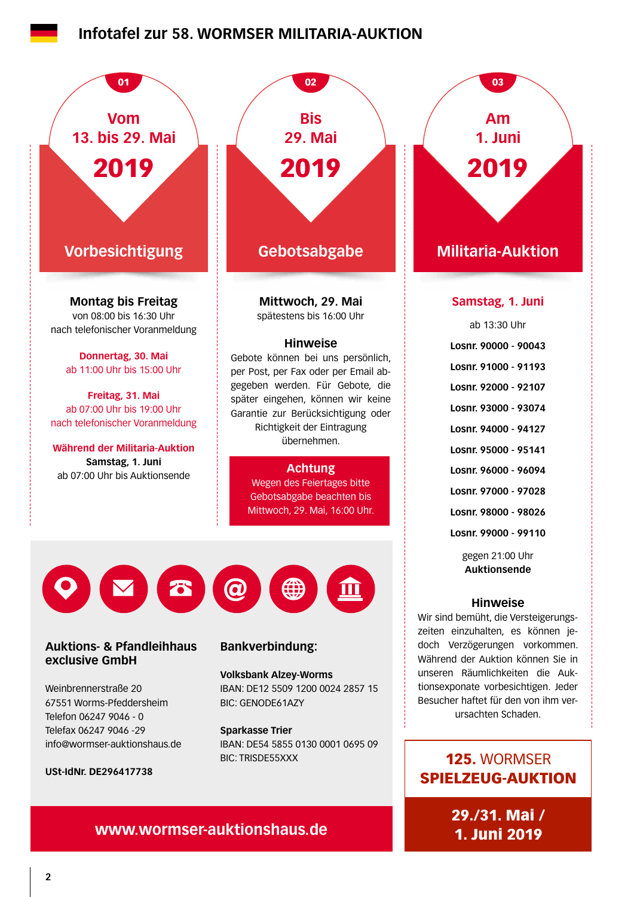# Infotafel zur 58. WORMSER MILITARIA-AUKTION

## 01 – Vom 13. bis 29. Mai 2019 – Vorbesichtigung

**Montag bis Freitag**
von 08:00 bis 16:30 Uhr
nach telefonischer Voranmeldung

**Donnertag, 30. Mai**
ab 11:00 Uhr bis 15:00 Uhr

**Freitag, 31. Mai**
ab 07:00 Uhr bis 19:00 Uhr
nach telefonischer Voranmeldung

**Während der Militaria-Auktion**
**Samstag, 1. Juni**
ab 07:00 Uhr bis Auktionsende

## 02 – Bis 29. Mai 2019 – Gebotsabgabe

**Mittwoch, 29. Mai**
spätestens bis 16:00 Uhr

### Hinweise

Gebote können bei uns persönlich, per Post, per Fax oder per Email abgegeben werden. Für Gebote, die später eingehen, können wir keine Garantie zur Berücksichtigung oder Richtigkeit der Eintragung übernehmen.

**Achtung**
Wegen des Feiertages bitte Gebotsabgabe beachten bis Mittwoch, 29. Mai, 16:00 Uhr.

## 03 – Am 1. Juni 2019 – Militaria-Auktion

**Samstag, 1. Juni**

ab 13:30 Uhr

**Losnr. 90000 - 90043**
**Losnr. 91000 - 91193**
**Losnr. 92000 - 92107**
**Losnr. 93000 - 93074**
**Losnr. 94000 - 94127**
**Losnr. 95000 - 95141**
**Losnr. 96000 - 96094**
**Losnr. 97000 - 97028**
**Losnr. 98000 - 98026**
**Losnr. 99000 - 99110**

gegen 21:00 Uhr
**Auktionsende**

### Hinweise

Wir sind bemüht, die Versteigerungszeiten einzuhalten, es können jedoch Verzögerungen vorkommen. Während der Auktion können Sie in unseren Räumlichkeiten die Auktionsexponate vorbesichtigen. Jeder Besucher haftet für den von ihm verursachten Schaden.

---

**Auktions- & Pfandleihhaus exclusive GmbH**

Weinbrennerstraße 20
67551 Worms-Pfeddersheim
Telefon 06247 9046 - 0
Telefax 06247 9046 -29
info@wormser-auktionshaus.de

**USt-IdNr. DE296417738**

**Bankverbindung:**

**Volksbank Alzey-Worms**
IBAN: DE12 5509 1200 0024 2857 15
BIC: GENODE61AZY

**Sparkasse Trier**
IBAN: DE54 5855 0130 0001 0695 09
BIC: TRISDE55XXX

**www.wormser-auktionshaus.de**

---

**125. WORMSER SPIELZEUG-AUKTION**
**29./31. Mai / 1. Juni 2019**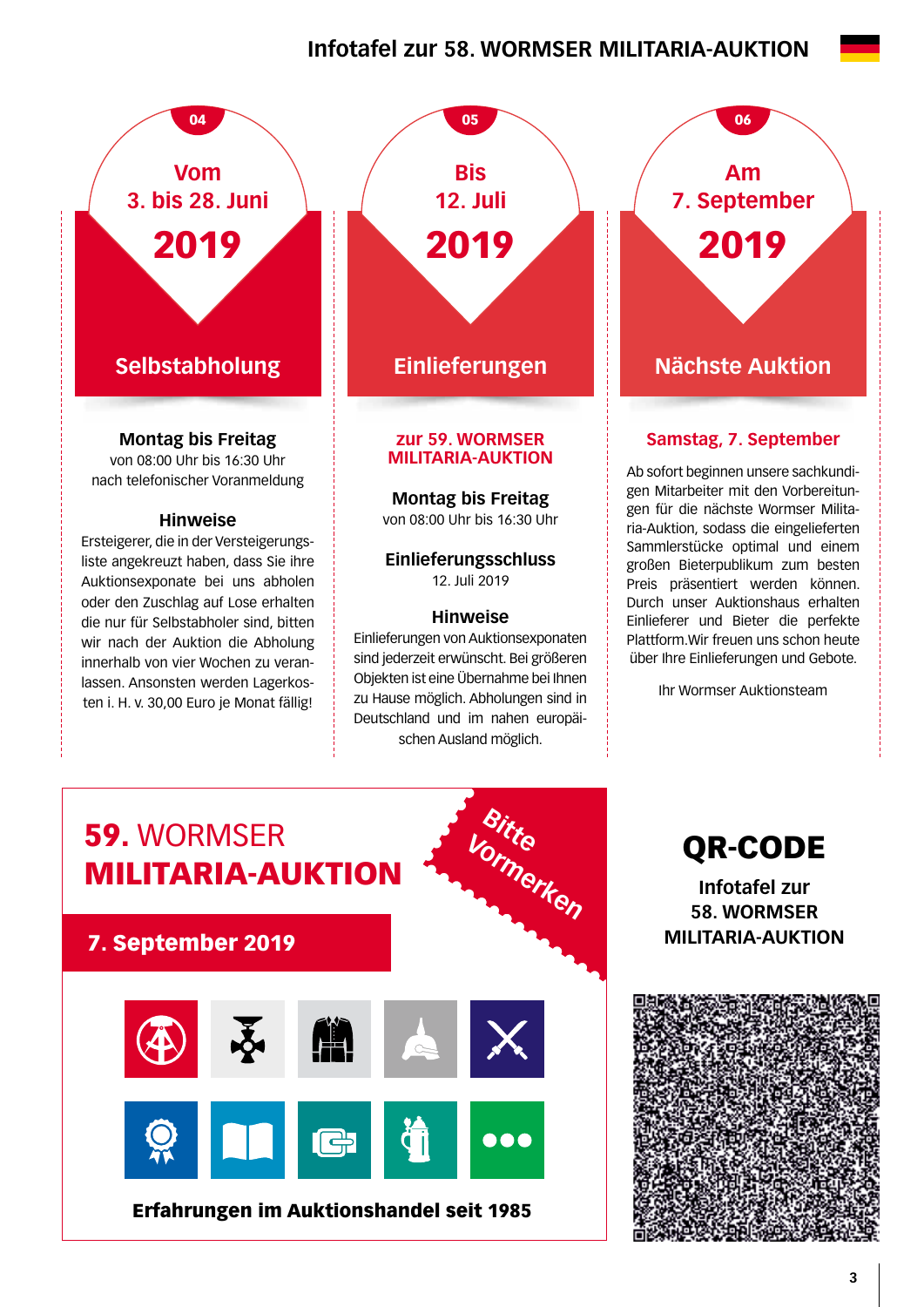# Infotafel zur 58. WORMSER MILITARIA-AUKTION

## 04

**Vom 3. bis 28. Juni 2019**

### Selbstabholung

**Montag bis Freitag**
von 08:00 Uhr bis 16:30 Uhr
nach telefonischer Voranmeldung

**Hinweise**
Ersteigerer, die in der Versteigerungsliste angekreuzt haben, dass Sie ihre Auktionsexponate bei uns abholen oder den Zuschlag auf Lose erhalten die nur für Selbstabholer sind, bitten wir nach der Auktion die Abholung innerhalb von vier Wochen zu veranlassen. Ansonsten werden Lagerkosten i. H. v. 30,00 Euro je Monat fällig!

## 05

**Bis 12. Juli 2019**

### Einlieferungen

**zur 59. WORMSER MILITARIA-AUKTION**

**Montag bis Freitag**
von 08:00 Uhr bis 16:30 Uhr

**Einlieferungsschluss**
12. Juli 2019

**Hinweise**
Einlieferungen von Auktionsexponaten sind jederzeit erwünscht. Bei größeren Objekten ist eine Übernahme bei Ihnen zu Hause möglich. Abholungen sind in Deutschland und im nahen europäischen Ausland möglich.

## 06

**Am 7. September 2019**

### Nächste Auktion

**Samstag, 7. September**

Ab sofort beginnen unsere sachkundigen Mitarbeiter mit den Vorbereitungen für die nächste Wormser Militaria-Auktion, sodass die eingelieferten Sammlerstücke optimal und einem großen Bieterpublikum zum besten Preis präsentiert werden können. Durch unser Auktionshaus erhalten Einlieferer und Bieter die perfekte Plattform.Wir freuen uns schon heute über Ihre Einlieferungen und Gebote.

Ihr Wormser Auktionsteam

---

## 59. WORMSER MILITARIA-AUKTION

**7. September 2019**

Bitte Vormerken

**Erfahrungen im Auktionshandel seit 1985**

## QR-CODE

**Infotafel zur 58. WORMSER MILITARIA-AUKTION**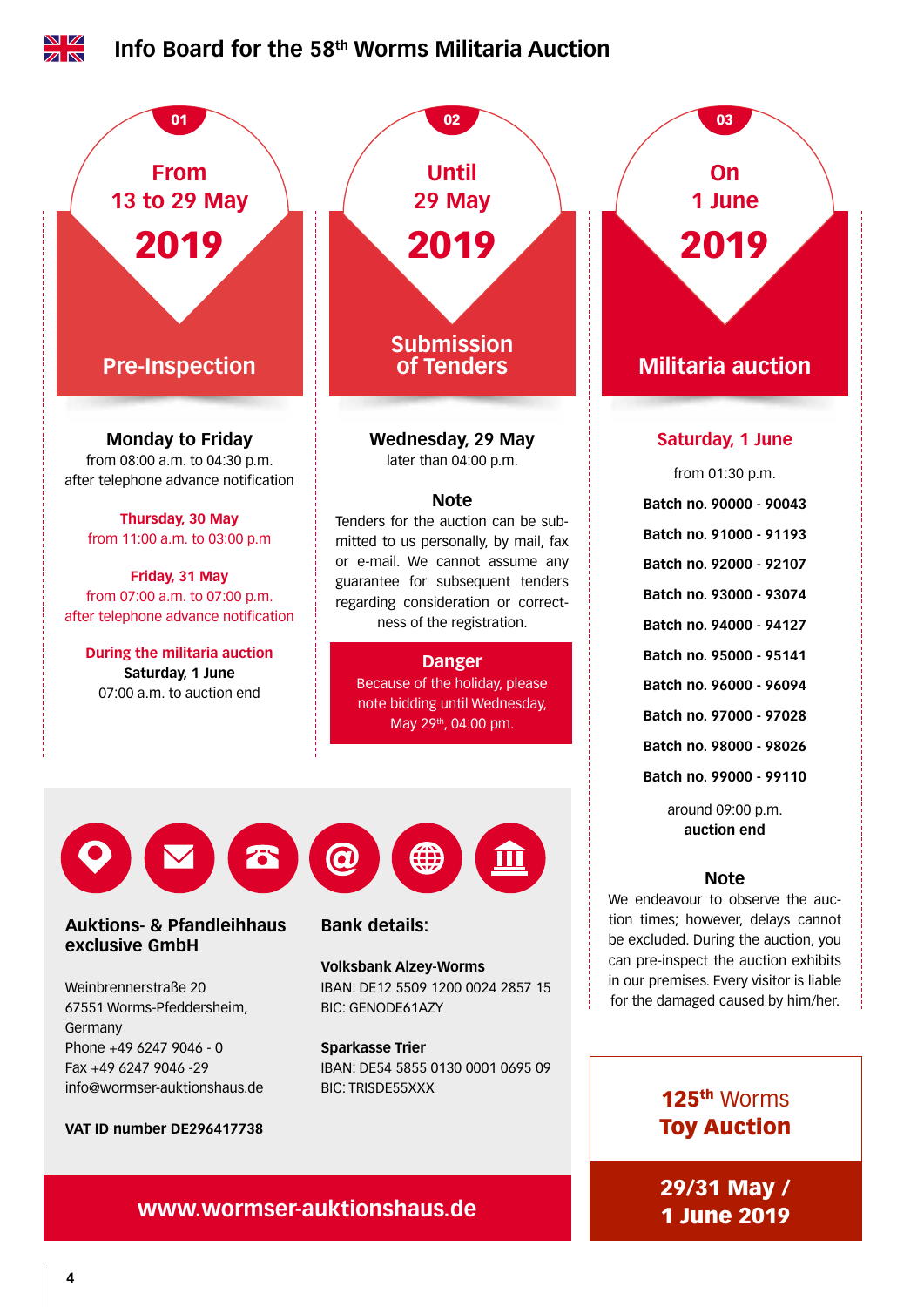# Info Board for the 58th Worms Militaria Auction

## 01

From
13 to 29 May
**2019**

### Pre-Inspection

**Monday to Friday**
from 08:00 a.m. to 04:30 p.m.
after telephone advance notification

**Thursday, 30 May**
from 11:00 a.m. to 03:00 p.m

**Friday, 31 May**
from 07:00 a.m. to 07:00 p.m.
after telephone advance notification

**During the militaria auction**
**Saturday, 1 June**
07:00 a.m. to auction end

## 02

Until
29 May
**2019**

### Submission of Tenders

**Wednesday, 29 May**
later than 04:00 p.m.

**Note**
Tenders for the auction can be submitted to us personally, by mail, fax or e-mail. We cannot assume any guarantee for subsequent tenders regarding consideration or correctness of the registration.

**Danger**
Because of the holiday, please note bidding until Wednesday, May 29th, 04:00 pm.

## 03

On
1 June
**2019**

### Militaria auction

**Saturday, 1 June**

from 01:30 p.m.

**Batch no. 90000 - 90043**

**Batch no. 91000 - 91193**

**Batch no. 92000 - 92107**

**Batch no. 93000 - 93074**

**Batch no. 94000 - 94127**

**Batch no. 95000 - 95141**

**Batch no. 96000 - 96094**

**Batch no. 97000 - 97028**

**Batch no. 98000 - 98026**

**Batch no. 99000 - 99110**

around 09:00 p.m.
**auction end**

**Note**
We endeavour to observe the auction times; however, delays cannot be excluded. During the auction, you can pre-inspect the auction exhibits in our premises. Every visitor is liable for the damaged caused by him/her.

---

**Auktions- & Pfandleihhaus exclusive GmbH**

Weinbrennerstraße 20
67551 Worms-Pfeddersheim,
Germany
Phone +49 6247 9046 - 0
Fax +49 6247 9046 -29
info@wormser-auktionshaus.de

**VAT ID number DE296417738**

**Bank details:**

**Volksbank Alzey-Worms**
IBAN: DE12 5509 1200 0024 2857 15
BIC: GENODE61AZY

**Sparkasse Trier**
IBAN: DE54 5855 0130 0001 0695 09
BIC: TRISDE55XXX

**www.wormser-auktionshaus.de**

**125th Worms Toy Auction**

**29/31 May / 1 June 2019**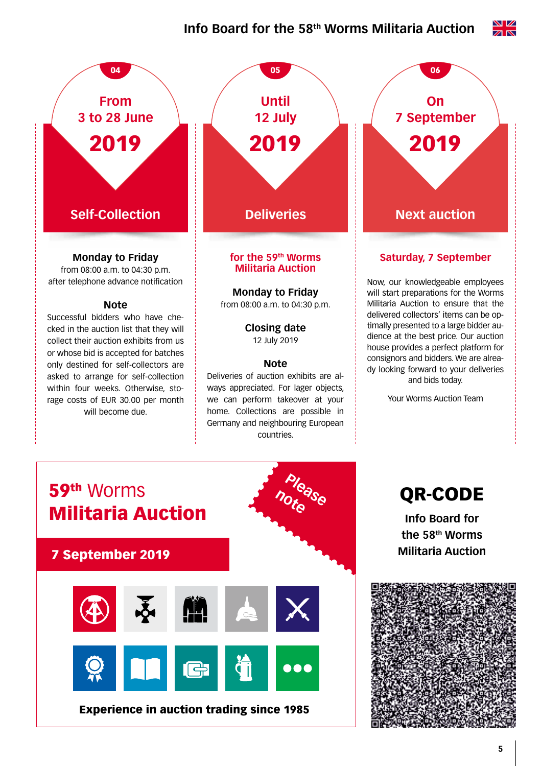# Info Board for the 58th Worms Militaria Auction

## 04

**From 3 to 28 June 2019**

### Self-Collection

**Monday to Friday**
from 08:00 a.m. to 04:30 p.m.
after telephone advance notification

**Note**
Successful bidders who have checked in the auction list that they will collect their auction exhibits from us or whose bid is accepted for batches only destined for self-collectors are asked to arrange for self-collection within four weeks. Otherwise, storage costs of EUR 30.00 per month will become due.

## 05

**Until 12 July 2019**

### Deliveries

**for the 59th Worms Militaria Auction**

**Monday to Friday**
from 08:00 a.m. to 04:30 p.m.

**Closing date**
12 July 2019

**Note**
Deliveries of auction exhibits are always appreciated. For lager objects, we can perform takeover at your home. Collections are possible in Germany and neighbouring European countries.

## 06

**On 7 September 2019**

### Next auction

**Saturday, 7 September**

Now, our knowledgeable employees will start preparations for the Worms Militaria Auction to ensure that the delivered collectors' items can be optimally presented to a large bidder audience at the best price. Our auction house provides a perfect platform for consignors and bidders. We are already looking forward to your deliveries and bids today.

Your Worms Auction Team

---

## 59th Worms Militaria Auction

**7 September 2019**

Please note

**Experience in auction trading since 1985**

## QR-CODE

**Info Board for the 58th Worms Militaria Auction**